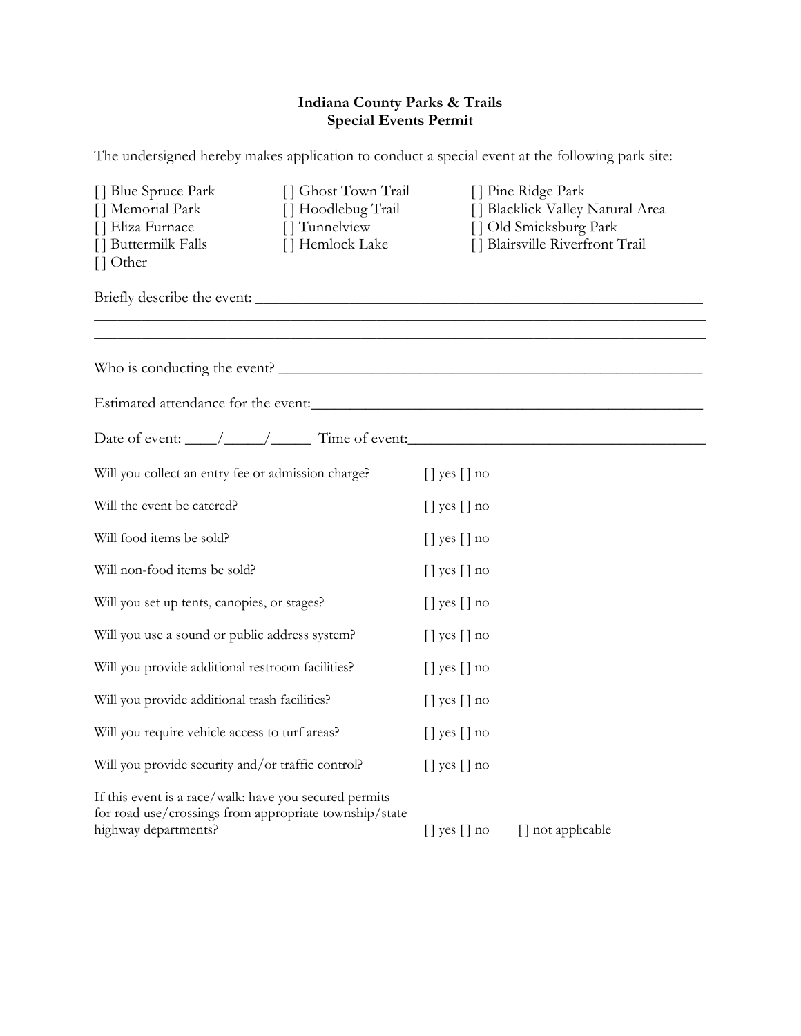**Indiana County Parks & Trails**
**Special Events Permit**

The undersigned hereby makes application to conduct a special event at the following park site:

[ ] Blue Spruce Park
[ ] Memorial Park
[ ] Eliza Furnace
[ ] Buttermilk Falls
[ ] Other
[ ] Ghost Town Trail
[ ] Hoodlebug Trail
[ ] Tunnelview
[ ] Hemlock Lake
[ ] Pine Ridge Park
[ ] Blacklick Valley Natural Area
[ ] Old Smicksburg Park
[ ] Blairsville Riverfront Trail

Briefly describe the event: ____________________________________________________________
______________________________________________________________________________
______________________________________________________________________________

Who is conducting the event? ________________________________________________________

Estimated attendance for the event:___________________________________________________

Date of event: ____/_____/_____ Time of event:_________________________________________

Will you collect an entry fee or admission charge? [ ] yes [ ] no

Will the event be catered? [ ] yes [ ] no

Will food items be sold? [ ] yes [ ] no

Will non-food items be sold? [ ] yes [ ] no

Will you set up tents, canopies, or stages? [ ] yes [ ] no

Will you use a sound or public address system? [ ] yes [ ] no

Will you provide additional restroom facilities? [ ] yes [ ] no

Will you provide additional trash facilities? [ ] yes [ ] no

Will you require vehicle access to turf areas? [ ] yes [ ] no

Will you provide security and/or traffic control? [ ] yes [ ] no

If this event is a race/walk: have you secured permits for road use/crossings from appropriate township/state highway departments? [ ] yes [ ] no [ ] not applicable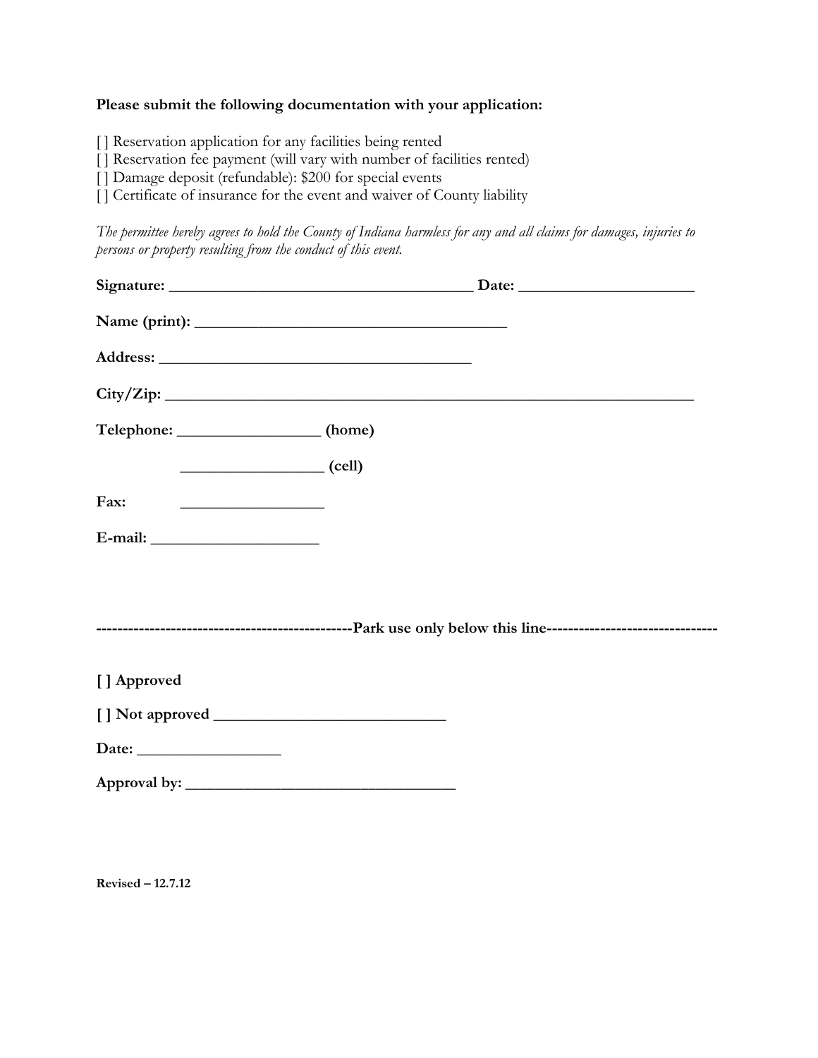**Please submit the following documentation with your application:**

[ ] Reservation application for any facilities being rented
[ ] Reservation fee payment (will vary with number of facilities rented)
[ ] Damage deposit (refundable): $200 for special events
[ ] Certificate of insurance for the event and waiver of County liability

*The permittee hereby agrees to hold the County of Indiana harmless for any and all claims for damages, injuries to persons or property resulting from the conduct of this event.*

**Signature:** ______________________________________ **Date:** ______________________

**Name (print):** ________________________________________

**Address:** ________________________________________

**City/Zip:** ____________________________________________________________________

**Telephone:** _________________ **(home)**

_________________ **(cell)**

**Fax:** _________________

**E-mail:** ____________________

-----------------------------------------------**Park use only below this line**-------------------------------

**[ ] Approved**

**[ ] Not approved** _____________________________

**Date:** _________________

**Approval by:** __________________________________

**Revised – 12.7.12**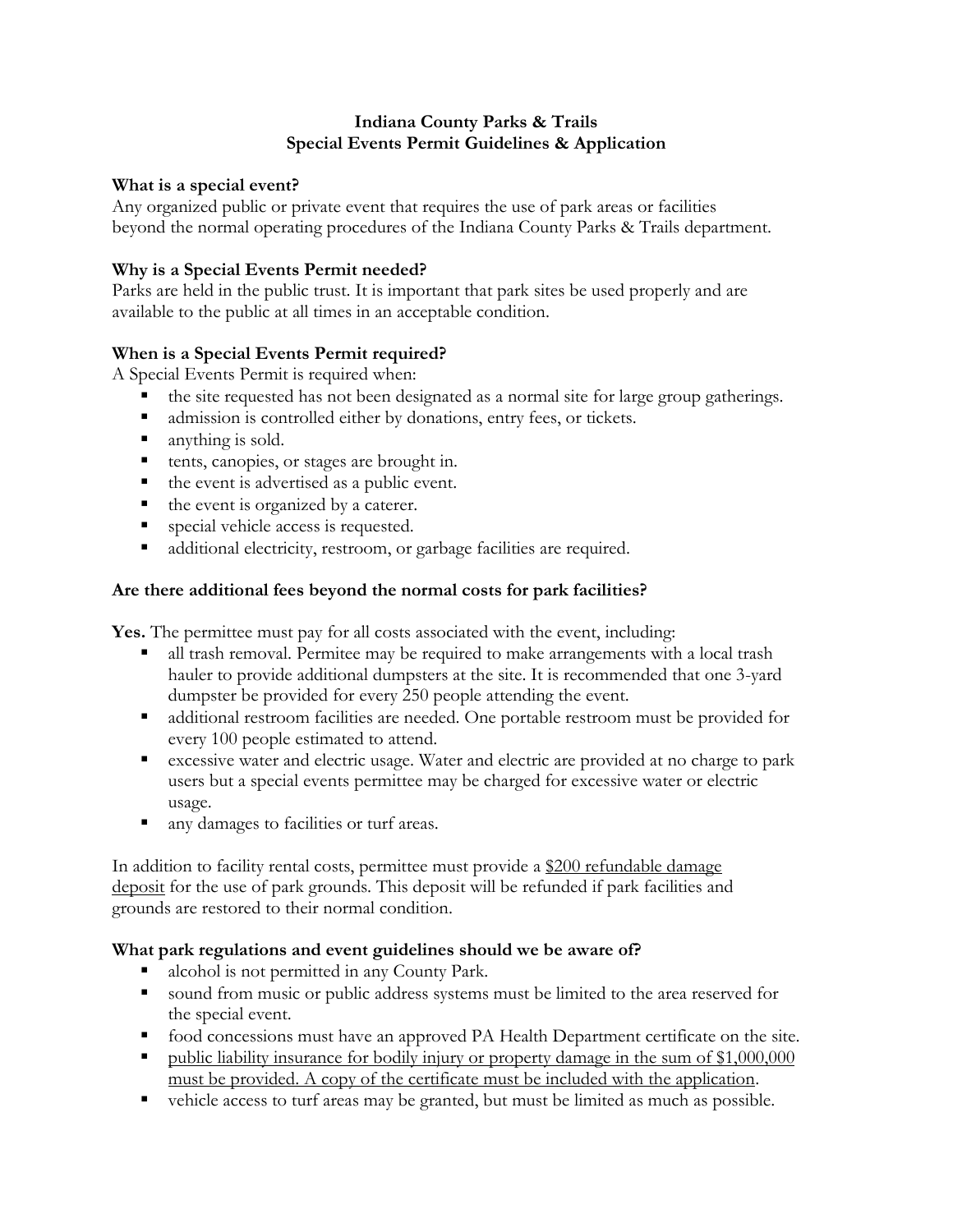**Indiana County Parks & Trails**
**Special Events Permit Guidelines & Application**

**What is a special event?**

Any organized public or private event that requires the use of park areas or facilities beyond the normal operating procedures of the Indiana County Parks & Trails department.

**Why is a Special Events Permit needed?**

Parks are held in the public trust. It is important that park sites be used properly and are available to the public at all times in an acceptable condition.

**When is a Special Events Permit required?**

A Special Events Permit is required when:

- the site requested has not been designated as a normal site for large group gatherings.
- admission is controlled either by donations, entry fees, or tickets.
- anything is sold.
- tents, canopies, or stages are brought in.
- the event is advertised as a public event.
- the event is organized by a caterer.
- special vehicle access is requested.
- additional electricity, restroom, or garbage facilities are required.

**Are there additional fees beyond the normal costs for park facilities?**

**Yes.** The permittee must pay for all costs associated with the event, including:

- all trash removal. Permitee may be required to make arrangements with a local trash hauler to provide additional dumpsters at the site. It is recommended that one 3-yard dumpster be provided for every 250 people attending the event.
- additional restroom facilities are needed. One portable restroom must be provided for every 100 people estimated to attend.
- excessive water and electric usage. Water and electric are provided at no charge to park users but a special events permittee may be charged for excessive water or electric usage.
- any damages to facilities or turf areas.

In addition to facility rental costs, permittee must provide a <u>$200 refundable damage deposit</u> for the use of park grounds. This deposit will be refunded if park facilities and grounds are restored to their normal condition.

**What park regulations and event guidelines should we be aware of?**

- alcohol is not permitted in any County Park.
- sound from music or public address systems must be limited to the area reserved for the special event.
- food concessions must have an approved PA Health Department certificate on the site.
- <u>public liability insurance for bodily injury or property damage in the sum of $1,000,000 must be provided. A copy of the certificate must be included with the application</u>.
- vehicle access to turf areas may be granted, but must be limited as much as possible.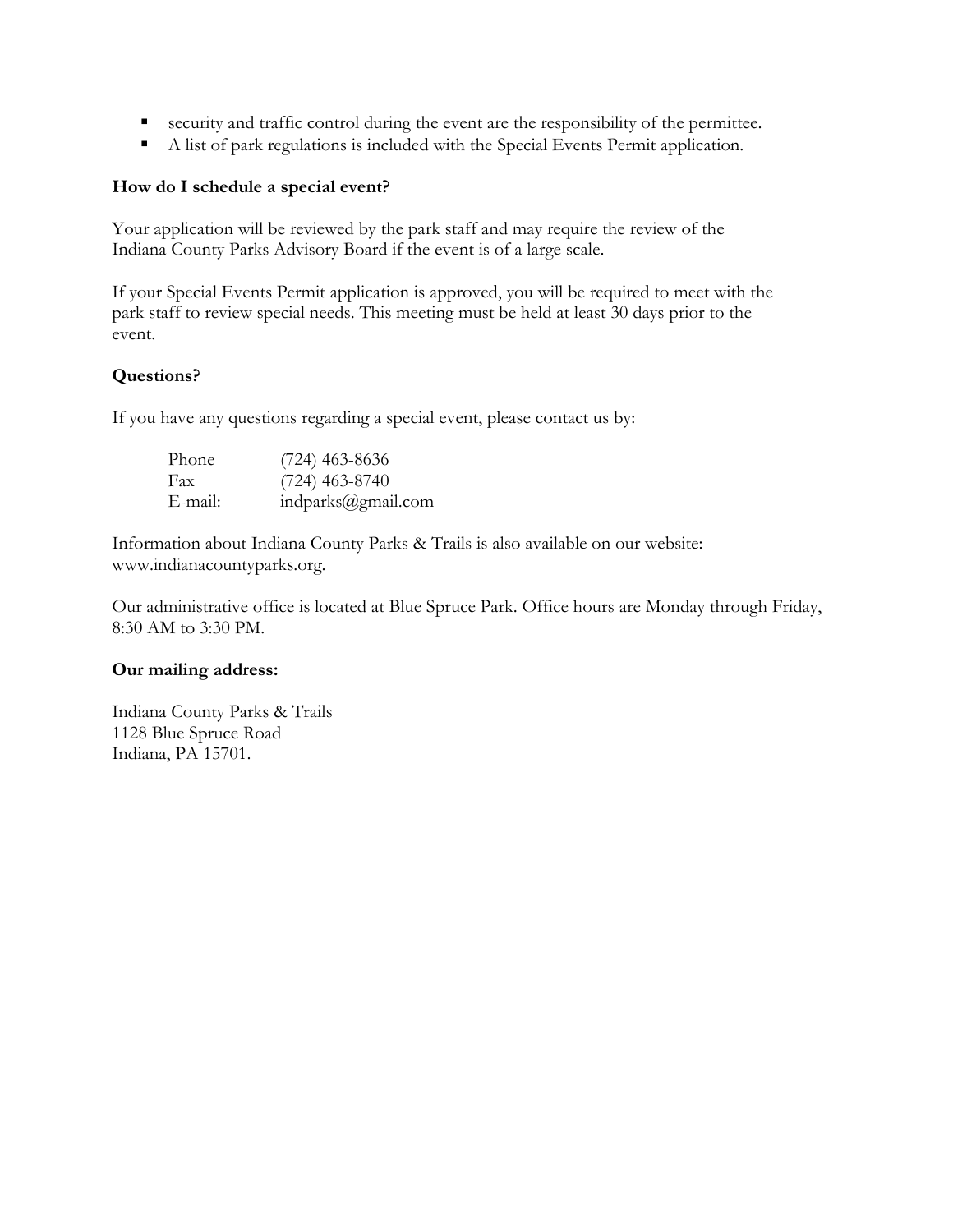- security and traffic control during the event are the responsibility of the permittee.
- A list of park regulations is included with the Special Events Permit application.

**How do I schedule a special event?**

Your application will be reviewed by the park staff and may require the review of the Indiana County Parks Advisory Board if the event is of a large scale.

If your Special Events Permit application is approved, you will be required to meet with the park staff to review special needs. This meeting must be held at least 30 days prior to the event.

**Questions?**

If you have any questions regarding a special event, please contact us by:

| | |
|---|---|
| Phone | (724) 463-8636 |
| Fax | (724) 463-8740 |
| E-mail: | indparks@gmail.com |

Information about Indiana County Parks & Trails is also available on our website: www.indianacountyparks.org.

Our administrative office is located at Blue Spruce Park. Office hours are Monday through Friday, 8:30 AM to 3:30 PM.

**Our mailing address:**

Indiana County Parks & Trails
1128 Blue Spruce Road
Indiana, PA 15701.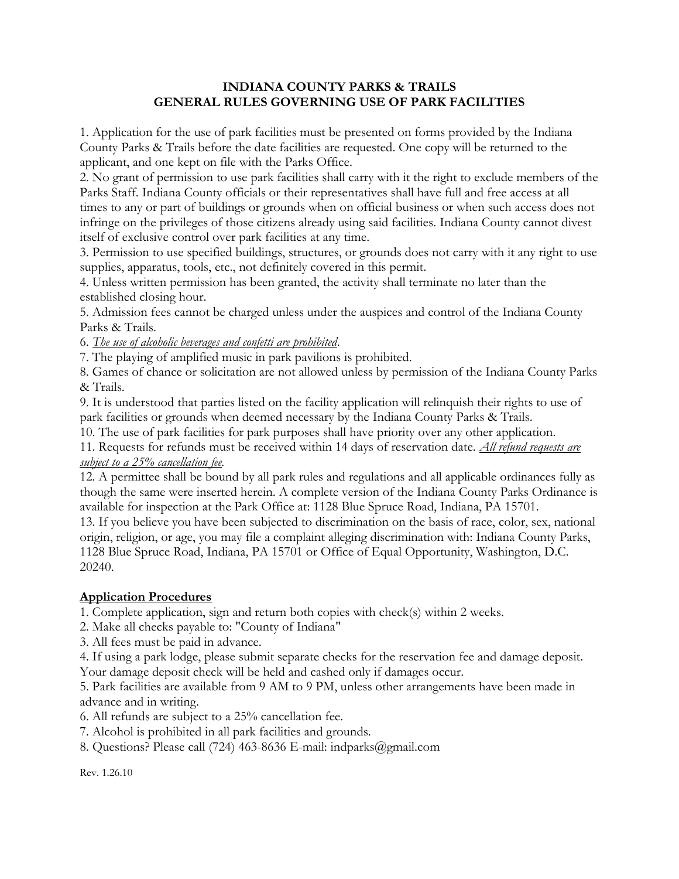# INDIANA COUNTY PARKS & TRAILS
# GENERAL RULES GOVERNING USE OF PARK FACILITIES

1. Application for the use of park facilities must be presented on forms provided by the Indiana County Parks & Trails before the date facilities are requested. One copy will be returned to the applicant, and one kept on file with the Parks Office.
2. No grant of permission to use park facilities shall carry with it the right to exclude members of the Parks Staff. Indiana County officials or their representatives shall have full and free access at all times to any or part of buildings or grounds when on official business or when such access does not infringe on the privileges of those citizens already using said facilities. Indiana County cannot divest itself of exclusive control over park facilities at any time.
3. Permission to use specified buildings, structures, or grounds does not carry with it any right to use supplies, apparatus, tools, etc., not definitely covered in this permit.
4. Unless written permission has been granted, the activity shall terminate no later than the established closing hour.
5. Admission fees cannot be charged unless under the auspices and control of the Indiana County Parks & Trails.
6. *The use of alcoholic beverages and confetti are prohibited*.
7. The playing of amplified music in park pavilions is prohibited.
8. Games of chance or solicitation are not allowed unless by permission of the Indiana County Parks & Trails.
9. It is understood that parties listed on the facility application will relinquish their rights to use of park facilities or grounds when deemed necessary by the Indiana County Parks & Trails.
10. The use of park facilities for park purposes shall have priority over any other application.
11. Requests for refunds must be received within 14 days of reservation date. *All refund requests are subject to a 25% cancellation fee.*
12. A permittee shall be bound by all park rules and regulations and all applicable ordinances fully as though the same were inserted herein. A complete version of the Indiana County Parks Ordinance is available for inspection at the Park Office at: 1128 Blue Spruce Road, Indiana, PA 15701.
13. If you believe you have been subjected to discrimination on the basis of race, color, sex, national origin, religion, or age, you may file a complaint alleging discrimination with: Indiana County Parks, 1128 Blue Spruce Road, Indiana, PA 15701 or Office of Equal Opportunity, Washington, D.C. 20240.

## Application Procedures

1. Complete application, sign and return both copies with check(s) within 2 weeks.
2. Make all checks payable to: "County of Indiana"
3. All fees must be paid in advance.
4. If using a park lodge, please submit separate checks for the reservation fee and damage deposit. Your damage deposit check will be held and cashed only if damages occur.
5. Park facilities are available from 9 AM to 9 PM, unless other arrangements have been made in advance and in writing.
6. All refunds are subject to a 25% cancellation fee.
7. Alcohol is prohibited in all park facilities and grounds.
8. Questions? Please call (724) 463-8636 E-mail: indparks@gmail.com

Rev. 1.26.10